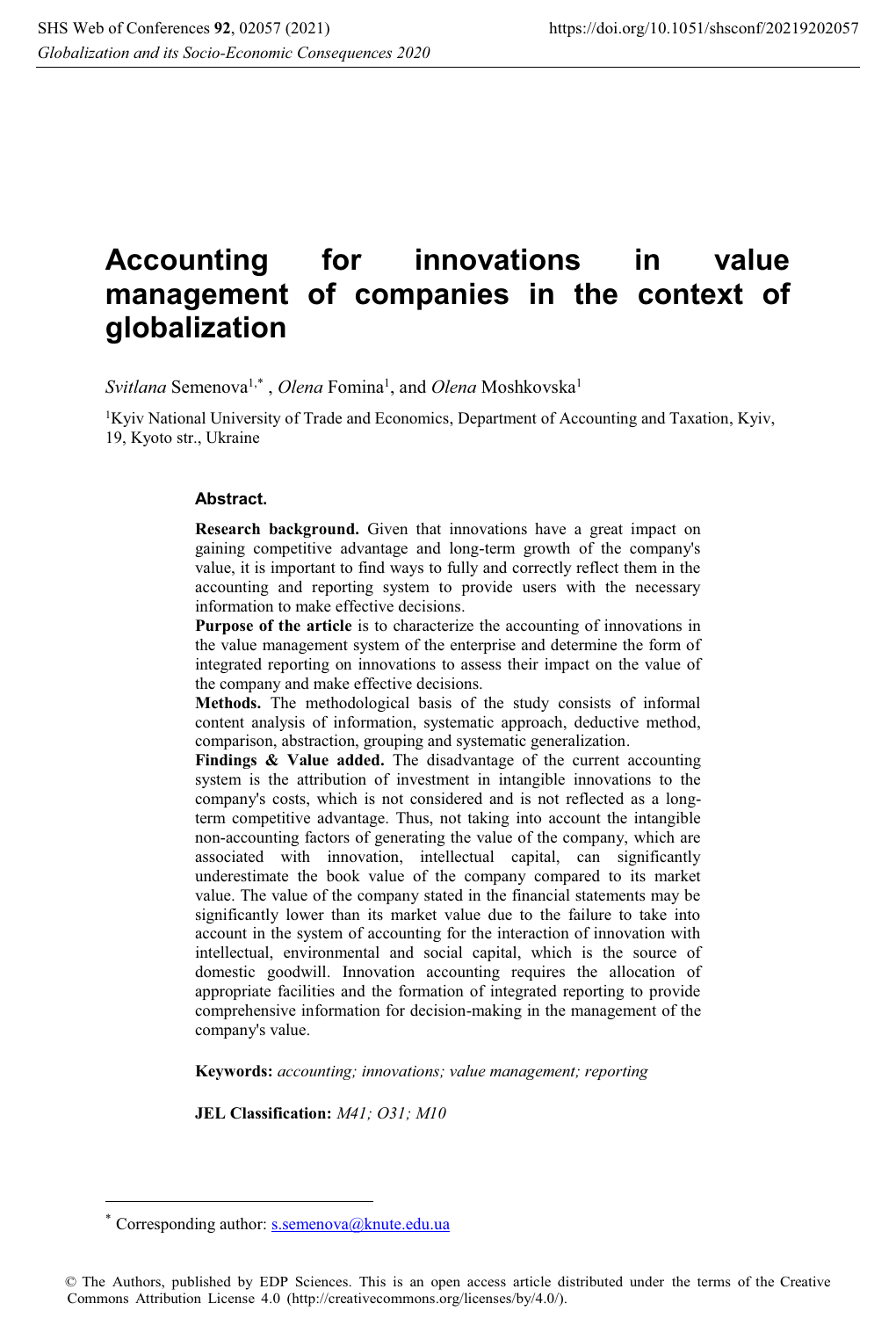# Accounting for innovations in value management of companies in the context of globalization

*Svitlana* Semenova[1,*], *Olena* Fomina[1], and *Olena* Moshkovska[1]

[1]Kyiv National University of Trade and Economics, Department of Accounting and Taxation, Kyiv, 19, Kyoto str., Ukraine

### Abstract.

**Research background.** Given that innovations have a great impact on gaining competitive advantage and long-term growth of the company's value, it is important to find ways to fully and correctly reflect them in the accounting and reporting system to provide users with the necessary information to make effective decisions.

**Purpose of the article** is to characterize the accounting of innovations in the value management system of the enterprise and determine the form of integrated reporting on innovations to assess their impact on the value of the company and make effective decisions.

**Methods.** The methodological basis of the study consists of informal content analysis of information, systematic approach, deductive method, comparison, abstraction, grouping and systematic generalization.

**Findings & Value added.** The disadvantage of the current accounting system is the attribution of investment in intangible innovations to the company's costs, which is not considered and is not reflected as a long-term competitive advantage. Thus, not taking into account the intangible non-accounting factors of generating the value of the company, which are associated with innovation, intellectual capital, can significantly underestimate the book value of the company compared to its market value. The value of the company stated in the financial statements may be significantly lower than its market value due to the failure to take into account in the system of accounting for the interaction of innovation with intellectual, environmental and social capital, which is the source of domestic goodwill. Innovation accounting requires the allocation of appropriate facilities and the formation of integrated reporting to provide comprehensive information for decision-making in the management of the company's value.

**Keywords:** *accounting; innovations; value management; reporting*

**JEL Classification:** *M41; O31; M10*

---

* Corresponding author: s.semenova@knute.edu.ua

© The Authors, published by EDP Sciences. This is an open access article distributed under the terms of the Creative Commons Attribution License 4.0 (http://creativecommons.org/licenses/by/4.0/).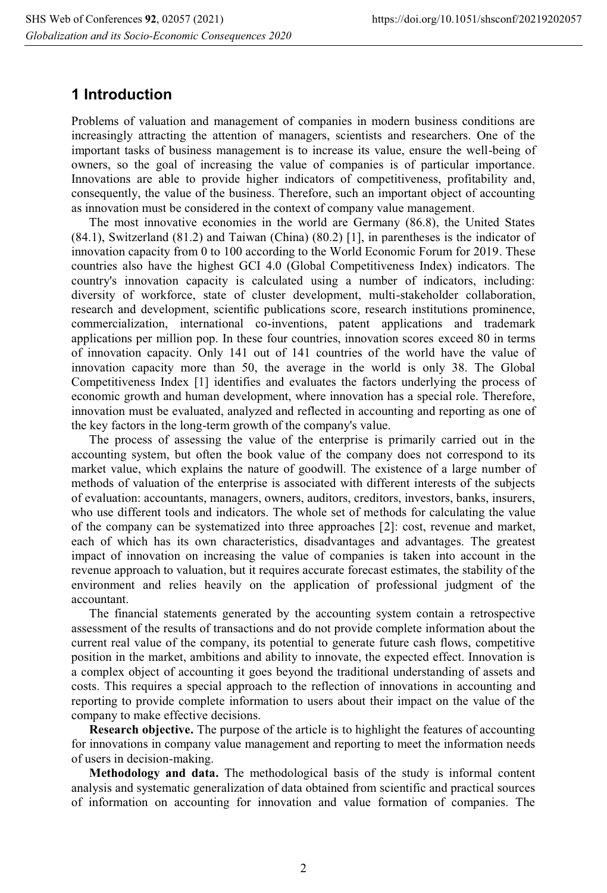## 1 Introduction

Problems of valuation and management of companies in modern business conditions are increasingly attracting the attention of managers, scientists and researchers. One of the important tasks of business management is to increase its value, ensure the well-being of owners, so the goal of increasing the value of companies is of particular importance. Innovations are able to provide higher indicators of competitiveness, profitability and, consequently, the value of the business. Therefore, such an important object of accounting as innovation must be considered in the context of company value management.

The most innovative economies in the world are Germany (86.8), the United States (84.1), Switzerland (81.2) and Taiwan (China) (80.2) [1], in parentheses is the indicator of innovation capacity from 0 to 100 according to the World Economic Forum for 2019. These countries also have the highest GCI 4.0 (Global Competitiveness Index) indicators. The country's innovation capacity is calculated using a number of indicators, including: diversity of workforce, state of cluster development, multi-stakeholder collaboration, research and development, scientific publications score, research institutions prominence, commercialization, international co-inventions, patent applications and trademark applications per million pop. In these four countries, innovation scores exceed 80 in terms of innovation capacity. Only 141 out of 141 countries of the world have the value of innovation capacity more than 50, the average in the world is only 38. The Global Competitiveness Index [1] identifies and evaluates the factors underlying the process of economic growth and human development, where innovation has a special role. Therefore, innovation must be evaluated, analyzed and reflected in accounting and reporting as one of the key factors in the long-term growth of the company's value.

The process of assessing the value of the enterprise is primarily carried out in the accounting system, but often the book value of the company does not correspond to its market value, which explains the nature of goodwill. The existence of a large number of methods of valuation of the enterprise is associated with different interests of the subjects of evaluation: accountants, managers, owners, auditors, creditors, investors, banks, insurers, who use different tools and indicators. The whole set of methods for calculating the value of the company can be systematized into three approaches [2]: cost, revenue and market, each of which has its own characteristics, disadvantages and advantages. The greatest impact of innovation on increasing the value of companies is taken into account in the revenue approach to valuation, but it requires accurate forecast estimates, the stability of the environment and relies heavily on the application of professional judgment of the accountant.

The financial statements generated by the accounting system contain a retrospective assessment of the results of transactions and do not provide complete information about the current real value of the company, its potential to generate future cash flows, competitive position in the market, ambitions and ability to innovate, the expected effect. Innovation is a complex object of accounting it goes beyond the traditional understanding of assets and costs. This requires a special approach to the reflection of innovations in accounting and reporting to provide complete information to users about their impact on the value of the company to make effective decisions.

**Research objective.** The purpose of the article is to highlight the features of accounting for innovations in company value management and reporting to meet the information needs of users in decision-making.

**Methodology and data.** The methodological basis of the study is informal content analysis and systematic generalization of data obtained from scientific and practical sources of information on accounting for innovation and value formation of companies. The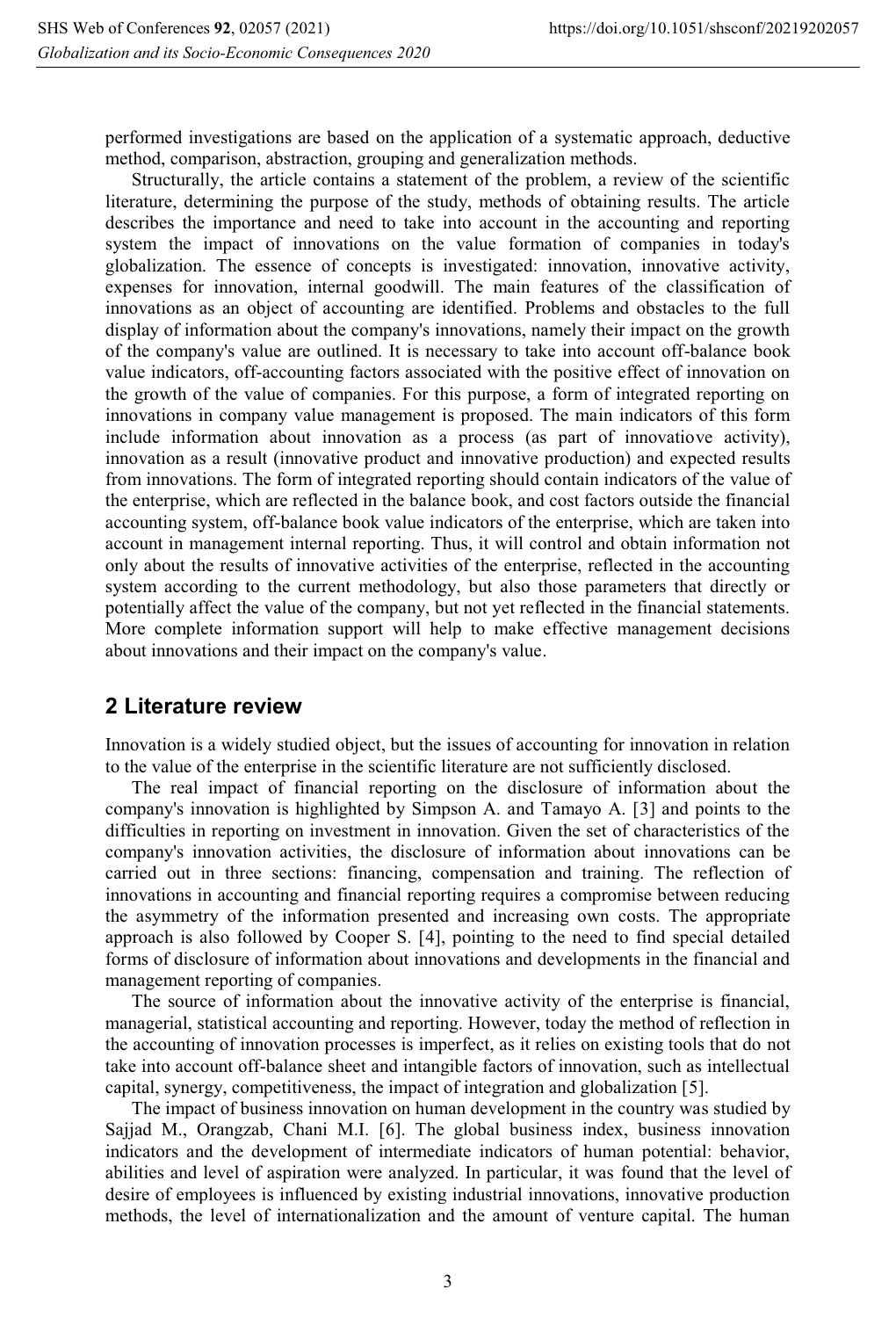performed investigations are based on the application of a systematic approach, deductive method, comparison, abstraction, grouping and generalization methods.

Structurally, the article contains a statement of the problem, a review of the scientific literature, determining the purpose of the study, methods of obtaining results. The article describes the importance and need to take into account in the accounting and reporting system the impact of innovations on the value formation of companies in today's globalization. The essence of concepts is investigated: innovation, innovative activity, expenses for innovation, internal goodwill. The main features of the classification of innovations as an object of accounting are identified. Problems and obstacles to the full display of information about the company's innovations, namely their impact on the growth of the company's value are outlined. It is necessary to take into account off-balance book value indicators, off-accounting factors associated with the positive effect of innovation on the growth of the value of companies. For this purpose, a form of integrated reporting on innovations in company value management is proposed. The main indicators of this form include information about innovation as a process (as part of innovatiove activity), innovation as a result (innovative product and innovative production) and expected results from innovations. The form of integrated reporting should contain indicators of the value of the enterprise, which are reflected in the balance book, and cost factors outside the financial accounting system, off-balance book value indicators of the enterprise, which are taken into account in management internal reporting. Thus, it will control and obtain information not only about the results of innovative activities of the enterprise, reflected in the accounting system according to the current methodology, but also those parameters that directly or potentially affect the value of the company, but not yet reflected in the financial statements. More complete information support will help to make effective management decisions about innovations and their impact on the company's value.

## 2 Literature review

Innovation is a widely studied object, but the issues of accounting for innovation in relation to the value of the enterprise in the scientific literature are not sufficiently disclosed.

The real impact of financial reporting on the disclosure of information about the company's innovation is highlighted by Simpson A. and Tamayo A. [3] and points to the difficulties in reporting on investment in innovation. Given the set of characteristics of the company's innovation activities, the disclosure of information about innovations can be carried out in three sections: financing, compensation and training. The reflection of innovations in accounting and financial reporting requires a compromise between reducing the asymmetry of the information presented and increasing own costs. The appropriate approach is also followed by Cooper S. [4], pointing to the need to find special detailed forms of disclosure of information about innovations and developments in the financial and management reporting of companies.

The source of information about the innovative activity of the enterprise is financial, managerial, statistical accounting and reporting. However, today the method of reflection in the accounting of innovation processes is imperfect, as it relies on existing tools that do not take into account off-balance sheet and intangible factors of innovation, such as intellectual capital, synergy, competitiveness, the impact of integration and globalization [5].

The impact of business innovation on human development in the country was studied by Sajjad M., Orangzab, Chani M.I. [6]. The global business index, business innovation indicators and the development of intermediate indicators of human potential: behavior, abilities and level of aspiration were analyzed. In particular, it was found that the level of desire of employees is influenced by existing industrial innovations, innovative production methods, the level of internationalization and the amount of venture capital. The human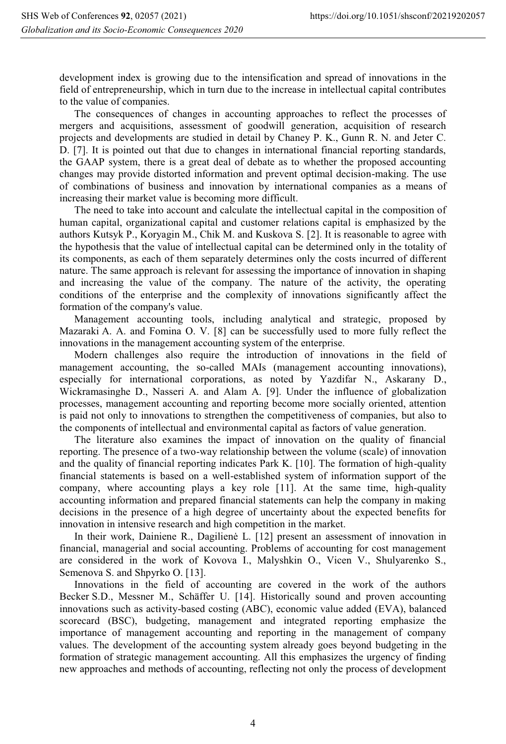development index is growing due to the intensification and spread of innovations in the field of entrepreneurship, which in turn due to the increase in intellectual capital contributes to the value of companies.

The consequences of changes in accounting approaches to reflect the processes of mergers and acquisitions, assessment of goodwill generation, acquisition of research projects and developments are studied in detail by Chaney P. K., Gunn R. N. and Jeter C. D. [7]. It is pointed out that due to changes in international financial reporting standards, the GAAP system, there is a great deal of debate as to whether the proposed accounting changes may provide distorted information and prevent optimal decision-making. The use of combinations of business and innovation by international companies as a means of increasing their market value is becoming more difficult.

The need to take into account and calculate the intellectual capital in the composition of human capital, organizational capital and customer relations capital is emphasized by the authors Kutsyk P., Koryagin M., Chik M. and Kuskova S. [2]. It is reasonable to agree with the hypothesis that the value of intellectual capital can be determined only in the totality of its components, as each of them separately determines only the costs incurred of different nature. The same approach is relevant for assessing the importance of innovation in shaping and increasing the value of the company. The nature of the activity, the operating conditions of the enterprise and the complexity of innovations significantly affect the formation of the company's value.

Management accounting tools, including analytical and strategic, proposed by Mazaraki A. A. and Fomina O. V. [8] can be successfully used to more fully reflect the innovations in the management accounting system of the enterprise.

Modern challenges also require the introduction of innovations in the field of management accounting, the so-called MAIs (management accounting innovations), especially for international corporations, as noted by Yazdifar N., Askarany D., Wickramasinghe D., Nasseri A. and Alam A. [9]. Under the influence of globalization processes, management accounting and reporting become more socially oriented, attention is paid not only to innovations to strengthen the competitiveness of companies, but also to the components of intellectual and environmental capital as factors of value generation.

The literature also examines the impact of innovation on the quality of financial reporting. The presence of a two-way relationship between the volume (scale) of innovation and the quality of financial reporting indicates Park K. [10]. The formation of high-quality financial statements is based on a well-established system of information support of the company, where accounting plays a key role [11]. At the same time, high-quality accounting information and prepared financial statements can help the company in making decisions in the presence of a high degree of uncertainty about the expected benefits for innovation in intensive research and high competition in the market.

In their work, Dainiene R., Dagilienė L. [12] present an assessment of innovation in financial, managerial and social accounting. Problems of accounting for cost management are considered in the work of Kovova I., Malyshkin O., Vicen V., Shulyarenko S., Semenova S. and Shpyrko O. [13].

Innovations in the field of accounting are covered in the work of the authors Becker S.D., Messner M., Schäffer U. [14]. Historically sound and proven accounting innovations such as activity-based costing (ABC), economic value added (EVA), balanced scorecard (BSC), budgeting, management and integrated reporting emphasize the importance of management accounting and reporting in the management of company values. The development of the accounting system already goes beyond budgeting in the formation of strategic management accounting. All this emphasizes the urgency of finding new approaches and methods of accounting, reflecting not only the process of development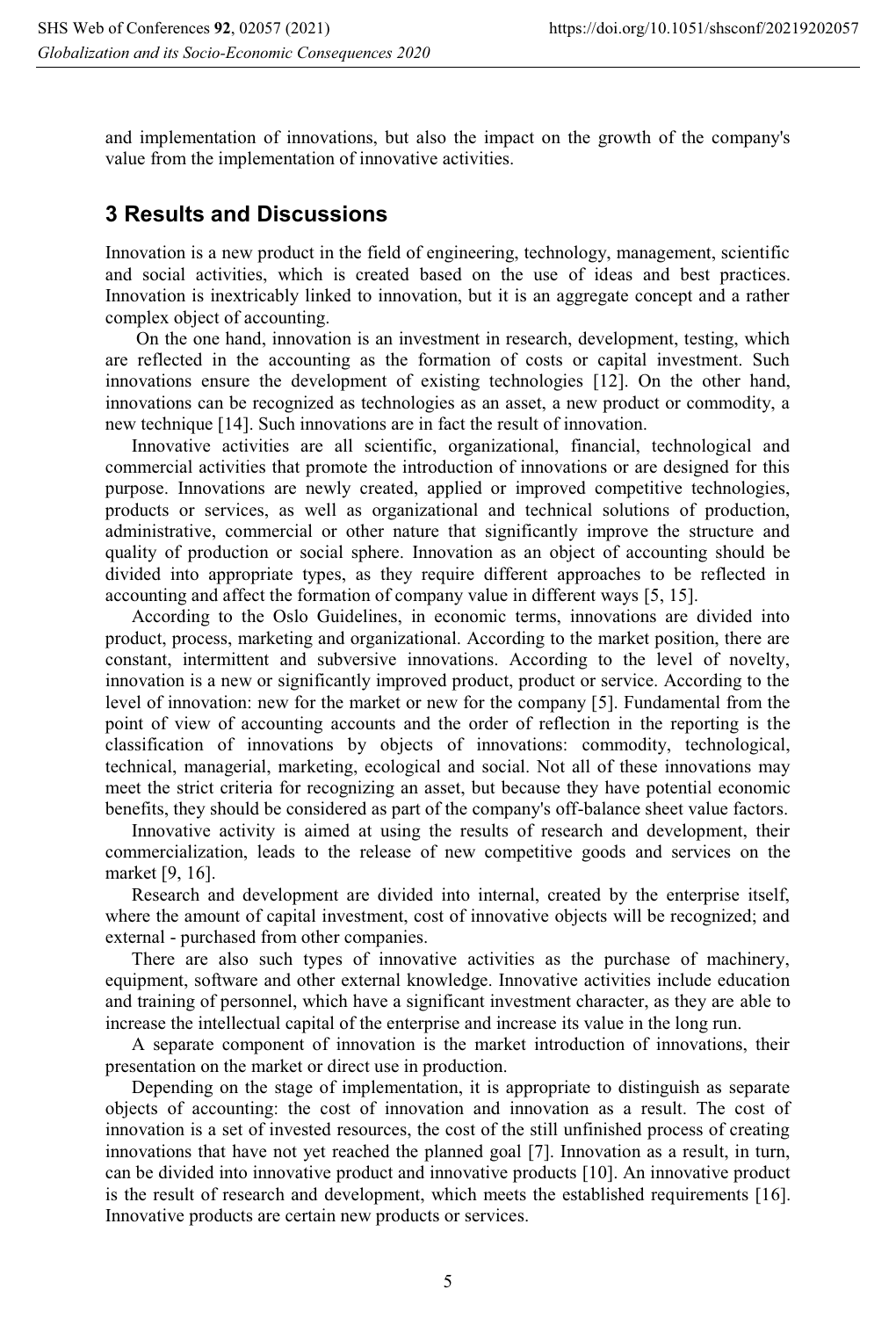and implementation of innovations, but also the impact on the growth of the company's value from the implementation of innovative activities.

## 3 Results and Discussions

Innovation is a new product in the field of engineering, technology, management, scientific and social activities, which is created based on the use of ideas and best practices. Innovation is inextricably linked to innovation, but it is an aggregate concept and a rather complex object of accounting.

On the one hand, innovation is an investment in research, development, testing, which are reflected in the accounting as the formation of costs or capital investment. Such innovations ensure the development of existing technologies [12]. On the other hand, innovations can be recognized as technologies as an asset, a new product or commodity, a new technique [14]. Such innovations are in fact the result of innovation.

Innovative activities are all scientific, organizational, financial, technological and commercial activities that promote the introduction of innovations or are designed for this purpose. Innovations are newly created, applied or improved competitive technologies, products or services, as well as organizational and technical solutions of production, administrative, commercial or other nature that significantly improve the structure and quality of production or social sphere. Innovation as an object of accounting should be divided into appropriate types, as they require different approaches to be reflected in accounting and affect the formation of company value in different ways [5, 15].

According to the Oslo Guidelines, in economic terms, innovations are divided into product, process, marketing and organizational. According to the market position, there are constant, intermittent and subversive innovations. According to the level of novelty, innovation is a new or significantly improved product, product or service. According to the level of innovation: new for the market or new for the company [5]. Fundamental from the point of view of accounting accounts and the order of reflection in the reporting is the classification of innovations by objects of innovations: commodity, technological, technical, managerial, marketing, ecological and social. Not all of these innovations may meet the strict criteria for recognizing an asset, but because they have potential economic benefits, they should be considered as part of the company's off-balance sheet value factors.

Innovative activity is aimed at using the results of research and development, their commercialization, leads to the release of new competitive goods and services on the market [9, 16].

Research and development are divided into internal, created by the enterprise itself, where the amount of capital investment, cost of innovative objects will be recognized; and external - purchased from other companies.

There are also such types of innovative activities as the purchase of machinery, equipment, software and other external knowledge. Innovative activities include education and training of personnel, which have a significant investment character, as they are able to increase the intellectual capital of the enterprise and increase its value in the long run.

A separate component of innovation is the market introduction of innovations, their presentation on the market or direct use in production.

Depending on the stage of implementation, it is appropriate to distinguish as separate objects of accounting: the cost of innovation and innovation as a result. The cost of innovation is a set of invested resources, the cost of the still unfinished process of creating innovations that have not yet reached the planned goal [7]. Innovation as a result, in turn, can be divided into innovative product and innovative products [10]. An innovative product is the result of research and development, which meets the established requirements [16]. Innovative products are certain new products or services.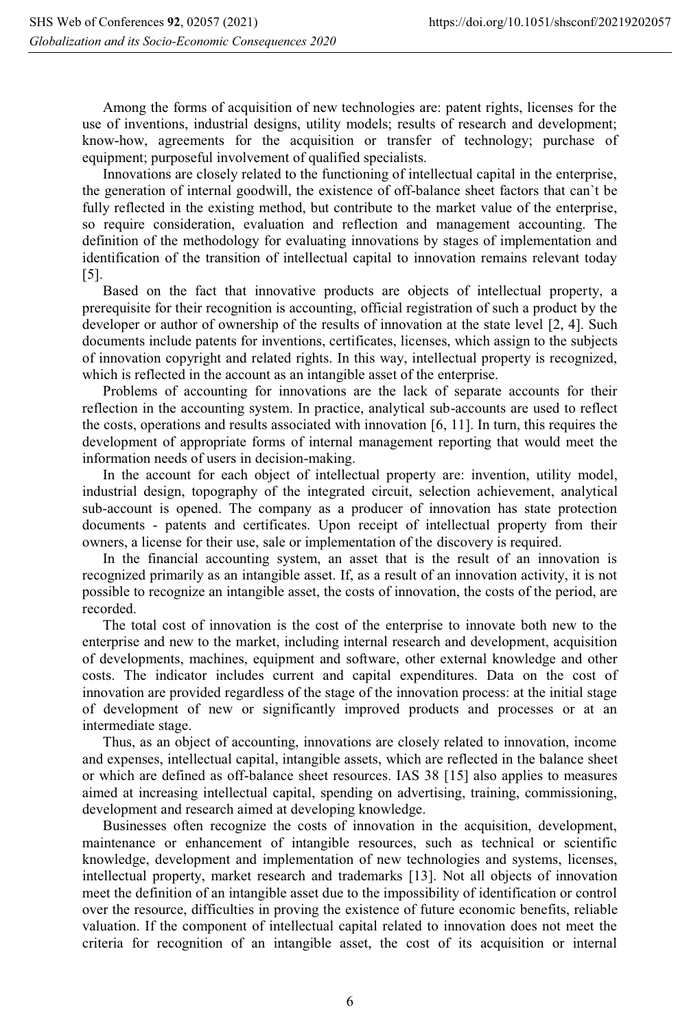Among the forms of acquisition of new technologies are: patent rights, licenses for the use of inventions, industrial designs, utility models; results of research and development; know-how, agreements for the acquisition or transfer of technology; purchase of equipment; purposeful involvement of qualified specialists.

Innovations are closely related to the functioning of intellectual capital in the enterprise, the generation of internal goodwill, the existence of off-balance sheet factors that can`t be fully reflected in the existing method, but contribute to the market value of the enterprise, so require consideration, evaluation and reflection and management accounting. The definition of the methodology for evaluating innovations by stages of implementation and identification of the transition of intellectual capital to innovation remains relevant today [5].

Based on the fact that innovative products are objects of intellectual property, a prerequisite for their recognition is accounting, official registration of such a product by the developer or author of ownership of the results of innovation at the state level [2, 4]. Such documents include patents for inventions, certificates, licenses, which assign to the subjects of innovation copyright and related rights. In this way, intellectual property is recognized, which is reflected in the account as an intangible asset of the enterprise.

Problems of accounting for innovations are the lack of separate accounts for their reflection in the accounting system. In practice, analytical sub-accounts are used to reflect the costs, operations and results associated with innovation [6, 11]. In turn, this requires the development of appropriate forms of internal management reporting that would meet the information needs of users in decision-making.

In the account for each object of intellectual property are: invention, utility model, industrial design, topography of the integrated circuit, selection achievement, analytical sub-account is opened. The company as a producer of innovation has state protection documents - patents and certificates. Upon receipt of intellectual property from their owners, a license for their use, sale or implementation of the discovery is required.

In the financial accounting system, an asset that is the result of an innovation is recognized primarily as an intangible asset. If, as a result of an innovation activity, it is not possible to recognize an intangible asset, the costs of innovation, the costs of the period, are recorded.

The total cost of innovation is the cost of the enterprise to innovate both new to the enterprise and new to the market, including internal research and development, acquisition of developments, machines, equipment and software, other external knowledge and other costs. The indicator includes current and capital expenditures. Data on the cost of innovation are provided regardless of the stage of the innovation process: at the initial stage of development of new or significantly improved products and processes or at an intermediate stage.

Thus, as an object of accounting, innovations are closely related to innovation, income and expenses, intellectual capital, intangible assets, which are reflected in the balance sheet or which are defined as off-balance sheet resources. IAS 38 [15] also applies to measures aimed at increasing intellectual capital, spending on advertising, training, commissioning, development and research aimed at developing knowledge.

Businesses often recognize the costs of innovation in the acquisition, development, maintenance or enhancement of intangible resources, such as technical or scientific knowledge, development and implementation of new technologies and systems, licenses, intellectual property, market research and trademarks [13]. Not all objects of innovation meet the definition of an intangible asset due to the impossibility of identification or control over the resource, difficulties in proving the existence of future economic benefits, reliable valuation. If the component of intellectual capital related to innovation does not meet the criteria for recognition of an intangible asset, the cost of its acquisition or internal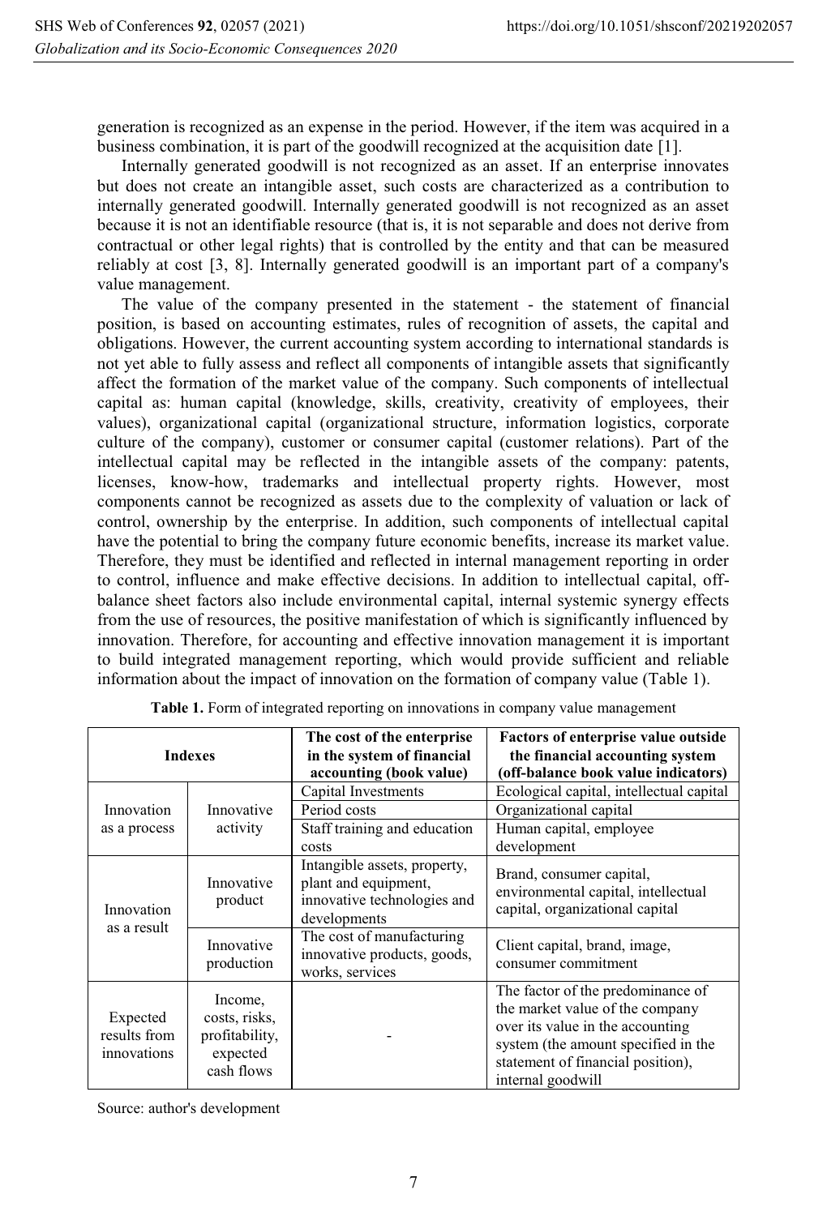generation is recognized as an expense in the period. However, if the item was acquired in a business combination, it is part of the goodwill recognized at the acquisition date [1].

Internally generated goodwill is not recognized as an asset. If an enterprise innovates but does not create an intangible asset, such costs are characterized as a contribution to internally generated goodwill. Internally generated goodwill is not recognized as an asset because it is not an identifiable resource (that is, it is not separable and does not derive from contractual or other legal rights) that is controlled by the entity and that can be measured reliably at cost [3, 8]. Internally generated goodwill is an important part of a company's value management.

The value of the company presented in the statement - the statement of financial position, is based on accounting estimates, rules of recognition of assets, the capital and obligations. However, the current accounting system according to international standards is not yet able to fully assess and reflect all components of intangible assets that significantly affect the formation of the market value of the company. Such components of intellectual capital as: human capital (knowledge, skills, creativity, creativity of employees, their values), organizational capital (organizational structure, information logistics, corporate culture of the company), customer or consumer capital (customer relations). Part of the intellectual capital may be reflected in the intangible assets of the company: patents, licenses, know-how, trademarks and intellectual property rights. However, most components cannot be recognized as assets due to the complexity of valuation or lack of control, ownership by the enterprise. In addition, such components of intellectual capital have the potential to bring the company future economic benefits, increase its market value. Therefore, they must be identified and reflected in internal management reporting in order to control, influence and make effective decisions. In addition to intellectual capital, off-balance sheet factors also include environmental capital, internal systemic synergy effects from the use of resources, the positive manifestation of which is significantly influenced by innovation. Therefore, for accounting and effective innovation management it is important to build integrated management reporting, which would provide sufficient and reliable information about the impact of innovation on the formation of company value (Table 1).

**Table 1.** Form of integrated reporting on innovations in company value management

| Indexes | | The cost of the enterprise in the system of financial accounting (book value) | Factors of enterprise value outside the financial accounting system (off-balance book value indicators) |
|---|---|---|---|
| Innovation as a process | Innovative activity | Capital Investments | Ecological capital, intellectual capital |
| | | Period costs | Organizational capital |
| | | Staff training and education costs | Human capital, employee development |
| Innovation as a result | Innovative product | Intangible assets, property, plant and equipment, innovative technologies and developments | Brand, consumer capital, environmental capital, intellectual capital, organizational capital |
| | Innovative production | The cost of manufacturing innovative products, goods, works, services | Client capital, brand, image, consumer commitment |
| Expected results from innovations | Income, costs, risks, profitability, expected cash flows | - | The factor of the predominance of the market value of the company over its value in the accounting system (the amount specified in the statement of financial position), internal goodwill |

Source: author's development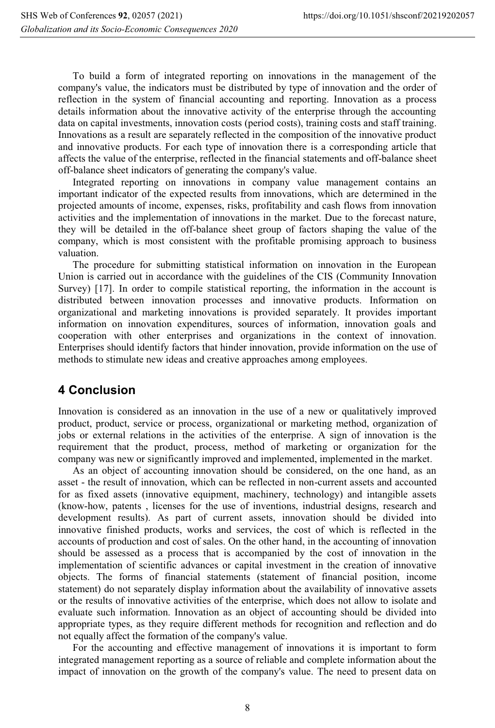To build a form of integrated reporting on innovations in the management of the company's value, the indicators must be distributed by type of innovation and the order of reflection in the system of financial accounting and reporting. Innovation as a process details information about the innovative activity of the enterprise through the accounting data on capital investments, innovation costs (period costs), training costs and staff training. Innovations as a result are separately reflected in the composition of the innovative product and innovative products. For each type of innovation there is a corresponding article that affects the value of the enterprise, reflected in the financial statements and off-balance sheet off-balance sheet indicators of generating the company's value.

Integrated reporting on innovations in company value management contains an important indicator of the expected results from innovations, which are determined in the projected amounts of income, expenses, risks, profitability and cash flows from innovation activities and the implementation of innovations in the market. Due to the forecast nature, they will be detailed in the off-balance sheet group of factors shaping the value of the company, which is most consistent with the profitable promising approach to business valuation.

The procedure for submitting statistical information on innovation in the European Union is carried out in accordance with the guidelines of the CIS (Community Innovation Survey) [17]. In order to compile statistical reporting, the information in the account is distributed between innovation processes and innovative products. Information on organizational and marketing innovations is provided separately. It provides important information on innovation expenditures, sources of information, innovation goals and cooperation with other enterprises and organizations in the context of innovation. Enterprises should identify factors that hinder innovation, provide information on the use of methods to stimulate new ideas and creative approaches among employees.

## 4 Conclusion

Innovation is considered as an innovation in the use of a new or qualitatively improved product, product, service or process, organizational or marketing method, organization of jobs or external relations in the activities of the enterprise. A sign of innovation is the requirement that the product, process, method of marketing or organization for the company was new or significantly improved and implemented, implemented in the market.

As an object of accounting innovation should be considered, on the one hand, as an asset - the result of innovation, which can be reflected in non-current assets and accounted for as fixed assets (innovative equipment, machinery, technology) and intangible assets (know-how, patents , licenses for the use of inventions, industrial designs, research and development results). As part of current assets, innovation should be divided into innovative finished products, works and services, the cost of which is reflected in the accounts of production and cost of sales. On the other hand, in the accounting of innovation should be assessed as a process that is accompanied by the cost of innovation in the implementation of scientific advances or capital investment in the creation of innovative objects. The forms of financial statements (statement of financial position, income statement) do not separately display information about the availability of innovative assets or the results of innovative activities of the enterprise, which does not allow to isolate and evaluate such information. Innovation as an object of accounting should be divided into appropriate types, as they require different methods for recognition and reflection and do not equally affect the formation of the company's value.

For the accounting and effective management of innovations it is important to form integrated management reporting as a source of reliable and complete information about the impact of innovation on the growth of the company's value. The need to present data on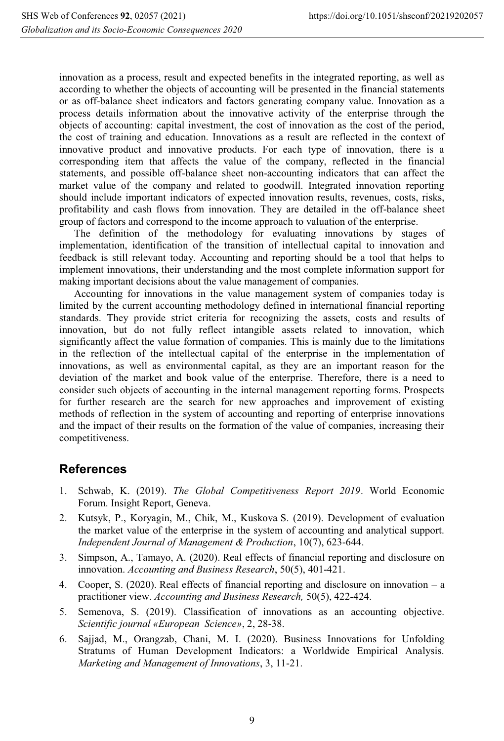innovation as a process, result and expected benefits in the integrated reporting, as well as according to whether the objects of accounting will be presented in the financial statements or as off-balance sheet indicators and factors generating company value. Innovation as a process details information about the innovative activity of the enterprise through the objects of accounting: capital investment, the cost of innovation as the cost of the period, the cost of training and education. Innovations as a result are reflected in the context of innovative product and innovative products. For each type of innovation, there is a corresponding item that affects the value of the company, reflected in the financial statements, and possible off-balance sheet non-accounting indicators that can affect the market value of the company and related to goodwill. Integrated innovation reporting should include important indicators of expected innovation results, revenues, costs, risks, profitability and cash flows from innovation. They are detailed in the off-balance sheet group of factors and correspond to the income approach to valuation of the enterprise.

The definition of the methodology for evaluating innovations by stages of implementation, identification of the transition of intellectual capital to innovation and feedback is still relevant today. Accounting and reporting should be a tool that helps to implement innovations, their understanding and the most complete information support for making important decisions about the value management of companies.

Accounting for innovations in the value management system of companies today is limited by the current accounting methodology defined in international financial reporting standards. They provide strict criteria for recognizing the assets, costs and results of innovation, but do not fully reflect intangible assets related to innovation, which significantly affect the value formation of companies. This is mainly due to the limitations in the reflection of the intellectual capital of the enterprise in the implementation of innovations, as well as environmental capital, as they are an important reason for the deviation of the market and book value of the enterprise. Therefore, there is a need to consider such objects of accounting in the internal management reporting forms. Prospects for further research are the search for new approaches and improvement of existing methods of reflection in the system of accounting and reporting of enterprise innovations and the impact of their results on the formation of the value of companies, increasing their competitiveness.

## References

1. Schwab, K. (2019). *The Global Competitiveness Report 2019*. World Economic Forum. Insight Report, Geneva.
2. Kutsyk, P., Koryagin, M., Chik, M., Kuskova S. (2019). Development of evaluation the market value of the enterprise in the system of accounting and analytical support. *Independent Journal of Management & Production*, 10(7), 623-644.
3. Simpson, A., Tamayo, A. (2020). Real effects of financial reporting and disclosure on innovation. *Accounting and Business Research*, 50(5), 401-421.
4. Cooper, S. (2020). Real effects of financial reporting and disclosure on innovation – a practitioner view. *Accounting and Business Research,* 50(5), 422-424.
5. Semenova, S. (2019). Classification of innovations as an accounting objective. *Scientific journal «European Science»*, 2, 28-38.
6. Sajjad, M., Orangzab, Chani, M. I. (2020). Business Innovations for Unfolding Stratums of Human Development Indicators: a Worldwide Empirical Analysis. *Marketing and Management of Innovations*, 3, 11-21.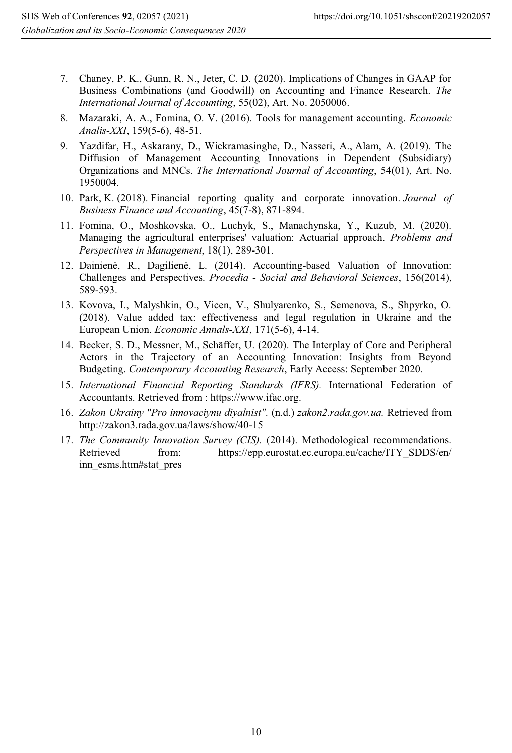7. Chaney, P. K., Gunn, R. N., Jeter, C. D. (2020). Implications of Changes in GAAP for Business Combinations (and Goodwill) on Accounting and Finance Research. *The International Journal of Accounting*, 55(02), Art. No. 2050006.
8. Mazaraki, A. A., Fomina, O. V. (2016). Tools for management accounting. *Economic Analis-XXI*, 159(5-6), 48-51.
9. Yazdifar, H., Askarany, D., Wickramasinghe, D., Nasseri, A., Alam, A. (2019). The Diffusion of Management Accounting Innovations in Dependent (Subsidiary) Organizations and MNCs. *The International Journal of Accounting*, 54(01), Art. No. 1950004.
10. Park, K. (2018). Financial reporting quality and corporate innovation. *Journal of Business Finance and Accounting*, 45(7-8), 871-894.
11. Fomina, O., Moshkovska, O., Luchyk, S., Manachynska, Y., Kuzub, M. (2020). Managing the agricultural enterprises' valuation: Actuarial approach. *Problems and Perspectives in Management*, 18(1), 289-301.
12. Dainienė, R., Dagilienė, L. (2014). Accounting-based Valuation of Innovation: Challenges and Perspectives. *Procedia - Social and Behavioral Sciences*, 156(2014), 589-593.
13. Kovova, I., Malyshkin, O., Vicen, V., Shulyarenko, S., Semenova, S., Shpyrko, O. (2018). Value added tax: effectiveness and legal regulation in Ukraine and the European Union. *Economic Annals-XXI*, 171(5-6), 4-14.
14. Becker, S. D., Messner, M., Schäffer, U. (2020). The Interplay of Core and Peripheral Actors in the Trajectory of an Accounting Innovation: Insights from Beyond Budgeting. *Contemporary Accounting Research*, Early Access: September 2020.
15. *International Financial Reporting Standards (IFRS).* International Federation of Accountants. Retrieved from : https://www.ifac.org.
16. *Zakon Ukrainy "Pro innovaciynu diyalnist".* (n.d.) *zakon2.rada.gov.ua.* Retrieved from http://zakon3.rada.gov.ua/laws/show/40-15
17. *The Community Innovation Survey (CIS).* (2014). Methodological recommendations. Retrieved from: https://epp.eurostat.ec.europa.eu/cache/ITY_SDDS/en/inn_esms.htm#stat_pres